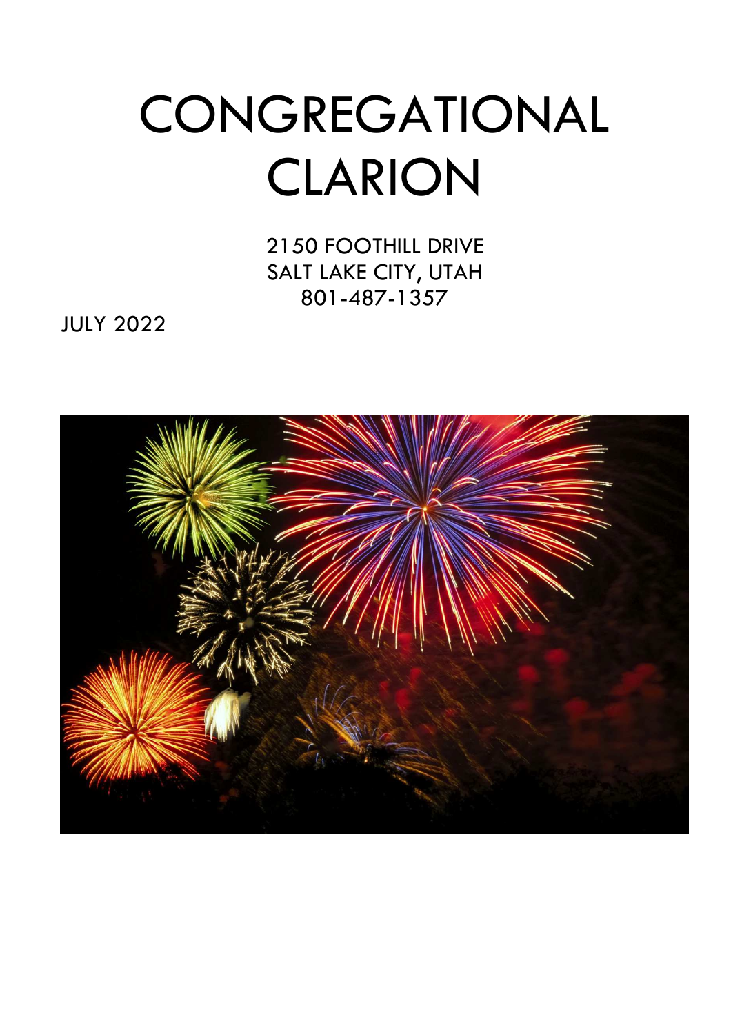# CONGREGATIONAL CLARION

2150 FOOTHILL DRIVE
SALT LAKE CITY, UTAH
801-487-1357

JULY 2022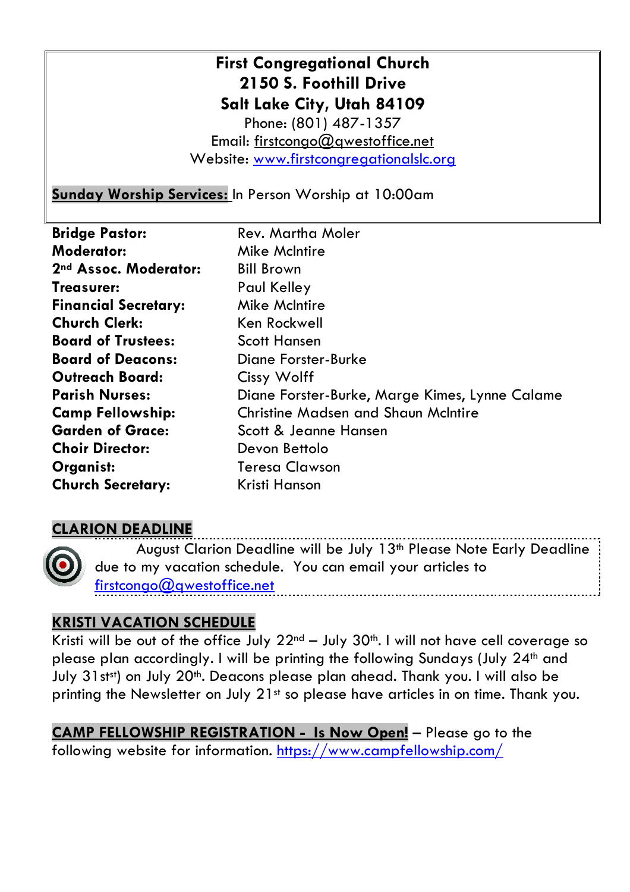**First Congregational Church**
**2150 S. Foothill Drive**
**Salt Lake City, Utah 84109**
Phone: (801) 487-1357
Email: firstcongo@qwestoffice.net
Website: www.firstcongregationalslc.org

**Sunday Worship Services:** In Person Worship at 10:00am

| | |
|---|---|
| **Bridge Pastor:** | Rev. Martha Moler |
| **Moderator:** | Mike McIntire |
| **2nd Assoc. Moderator:** | Bill Brown |
| **Treasurer:** | Paul Kelley |
| **Financial Secretary:** | Mike McIntire |
| **Church Clerk:** | Ken Rockwell |
| **Board of Trustees:** | Scott Hansen |
| **Board of Deacons:** | Diane Forster-Burke |
| **Outreach Board:** | Cissy Wolff |
| **Parish Nurses:** | Diane Forster-Burke, Marge Kimes, Lynne Calame |
| **Camp Fellowship:** | Christine Madsen and Shaun McIntire |
| **Garden of Grace:** | Scott & Jeanne Hansen |
| **Choir Director:** | Devon Bettolo |
| **Organist:** | Teresa Clawson |
| **Church Secretary:** | Kristi Hanson |

## CLARION DEADLINE

August Clarion Deadline will be July 13th Please Note Early Deadline due to my vacation schedule. You can email your articles to firstcongo@qwestoffice.net

## KRISTI VACATION SCHEDULE

Kristi will be out of the office July 22nd – July 30th. I will not have cell coverage so please plan accordingly. I will be printing the following Sundays (July 24th and July 31stst) on July 20th. Deacons please plan ahead. Thank you. I will also be printing the Newsletter on July 21st so please have articles in on time. Thank you.

**CAMP FELLOWSHIP REGISTRATION - Is Now Open!** – Please go to the following website for information. https://www.campfellowship.com/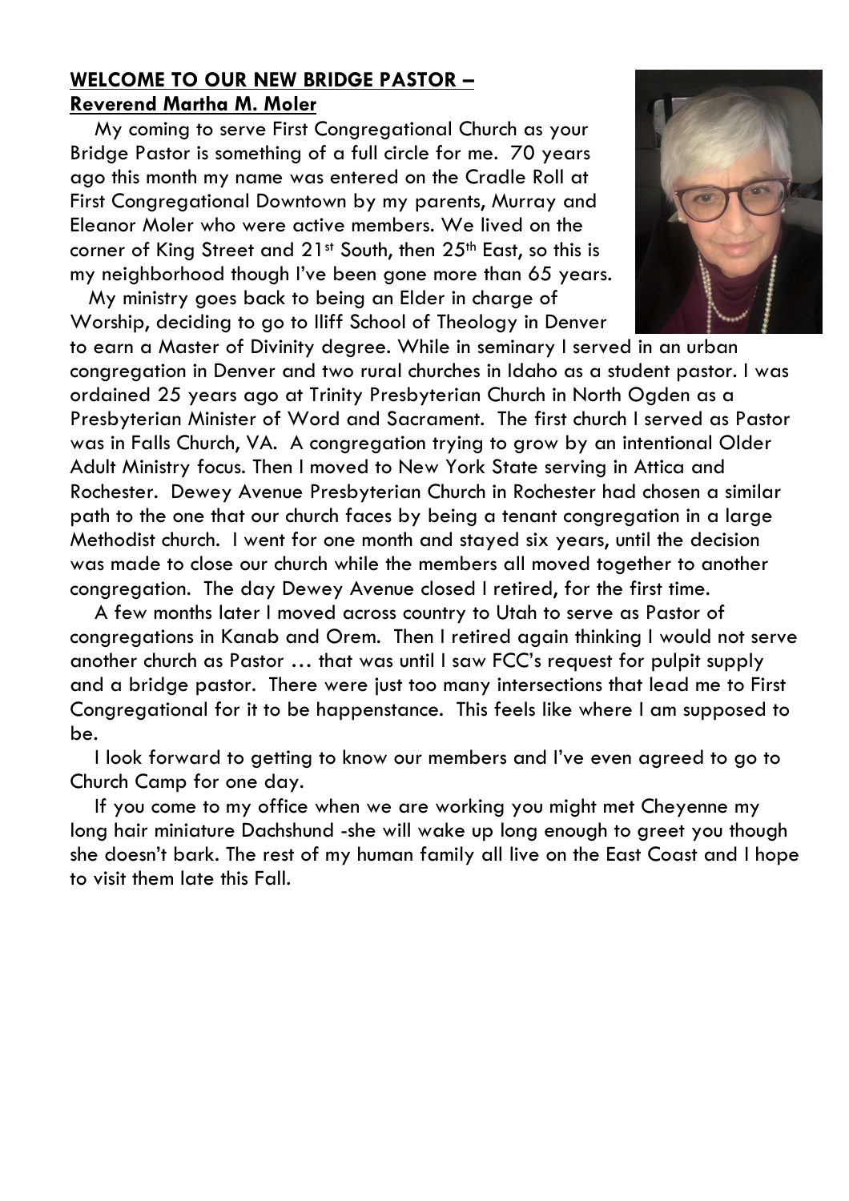**WELCOME TO OUR NEW BRIDGE PASTOR –**
**Reverend Martha M. Moler**

My coming to serve First Congregational Church as your Bridge Pastor is something of a full circle for me. 70 years ago this month my name was entered on the Cradle Roll at First Congregational Downtown by my parents, Murray and Eleanor Moler who were active members. We lived on the corner of King Street and 21st South, then 25th East, so this is my neighborhood though I've been gone more than 65 years.

My ministry goes back to being an Elder in charge of Worship, deciding to go to Iliff School of Theology in Denver to earn a Master of Divinity degree. While in seminary I served in an urban congregation in Denver and two rural churches in Idaho as a student pastor. I was ordained 25 years ago at Trinity Presbyterian Church in North Ogden as a Presbyterian Minister of Word and Sacrament. The first church I served as Pastor was in Falls Church, VA. A congregation trying to grow by an intentional Older Adult Ministry focus. Then I moved to New York State serving in Attica and Rochester. Dewey Avenue Presbyterian Church in Rochester had chosen a similar path to the one that our church faces by being a tenant congregation in a large Methodist church. I went for one month and stayed six years, until the decision was made to close our church while the members all moved together to another congregation. The day Dewey Avenue closed I retired, for the first time.

A few months later I moved across country to Utah to serve as Pastor of congregations in Kanab and Orem. Then I retired again thinking I would not serve another church as Pastor … that was until I saw FCC's request for pulpit supply and a bridge pastor. There were just too many intersections that lead me to First Congregational for it to be happenstance. This feels like where I am supposed to be.

I look forward to getting to know our members and I've even agreed to go to Church Camp for one day.

If you come to my office when we are working you might met Cheyenne my long hair miniature Dachshund -she will wake up long enough to greet you though she doesn't bark. The rest of my human family all live on the East Coast and I hope to visit them late this Fall.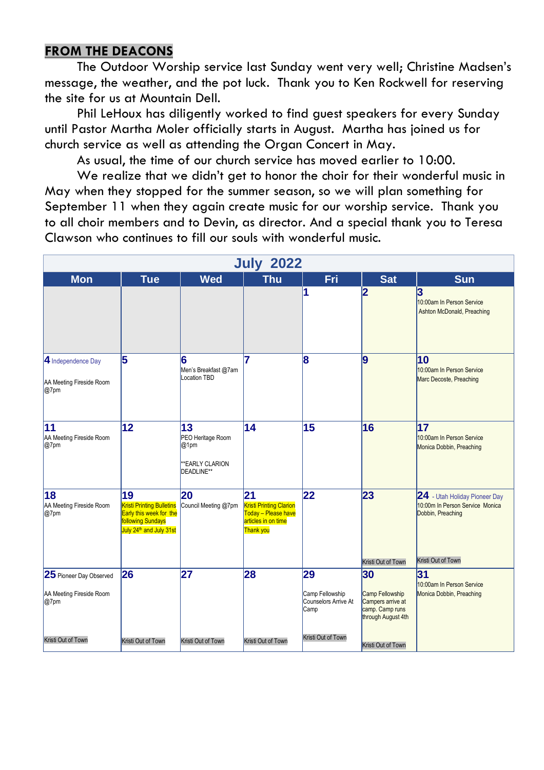## FROM THE DEACONS

The Outdoor Worship service last Sunday went very well; Christine Madsen's message, the weather, and the pot luck. Thank you to Ken Rockwell for reserving the site for us at Mountain Dell.

Phil LeHoux has diligently worked to find guest speakers for every Sunday until Pastor Martha Moler officially starts in August. Martha has joined us for church service as well as attending the Organ Concert in May.

As usual, the time of our church service has moved earlier to 10:00.

We realize that we didn't get to honor the choir for their wonderful music in May when they stopped for the summer season, so we will plan something for September 11 when they again create music for our worship service. Thank you to all choir members and to Devin, as director. And a special thank you to Teresa Clawson who continues to fill our souls with wonderful music.

**July 2022**

| Mon | Tue | Wed | Thu | Fri | Sat | Sun |
|---|---|---|---|---|---|---|
| | | | | **1** | **2** | **3** 10:00am In Person Service Ashton McDonald, Preaching |
| **4** Independence Day<br>AA Meeting Fireside Room @7pm | **5** | **6** Men's Breakfast @7am Location TBD | **7** | **8** | **9** | **10** 10:00am In Person Service Marc Decoste, Preaching |
| **11** AA Meeting Fireside Room @7pm | **12** | **13** PEO Heritage Room @1pm<br>**EARLY CLARION DEADLINE** | **14** | **15** | **16** | **17** 10:00am In Person Service Monica Dobbin, Preaching |
| **18** AA Meeting Fireside Room @7pm | **19** Kristi Printing Bulletins Early this week for the following Sundays July 24th and July 31st | **20** Council Meeting @7pm | **21** Kristi Printing Clarion Today – Please have articles in on time Thank you | **22** | **23**<br>Kristi Out of Town | **24** - Utah Holiday Pioneer Day 10:00m In Person Service Monica Dobbin, Preaching<br>Kristi Out of Town |
| **25** Pioneer Day Observed<br>AA Meeting Fireside Room @7pm<br>Kristi Out of Town | **26**<br>Kristi Out of Town | **27**<br>Kristi Out of Town | **28**<br>Kristi Out of Town | **29**<br>Camp Fellowship Counselors Arrive At Camp<br>Kristi Out of Town | **30**<br>Camp Fellowship Campers arrive at camp. Camp runs through August 4th<br>Kristi Out of Town | **31** 10:00am In Person Service Monica Dobbin, Preaching |